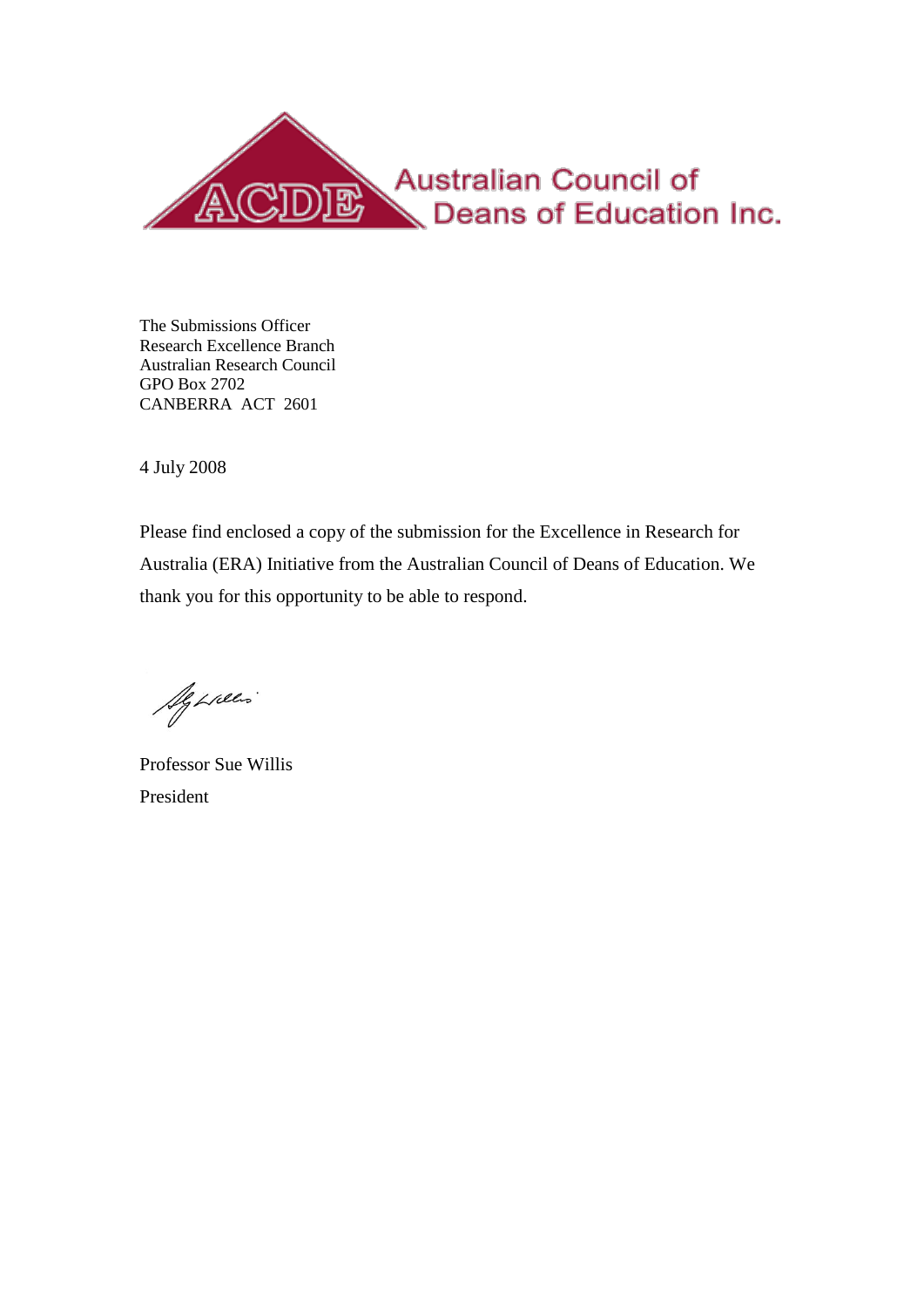ACDE Australian Council of Deans of Education Inc.

The Submissions Officer
Research Excellence Branch
Australian Research Council
GPO Box 2702
CANBERRA ACT 2601

4 July 2008

Please find enclosed a copy of the submission for the Excellence in Research for Australia (ERA) Initiative from the Australian Council of Deans of Education. We thank you for this opportunity to be able to respond.

Professor Sue Willis
President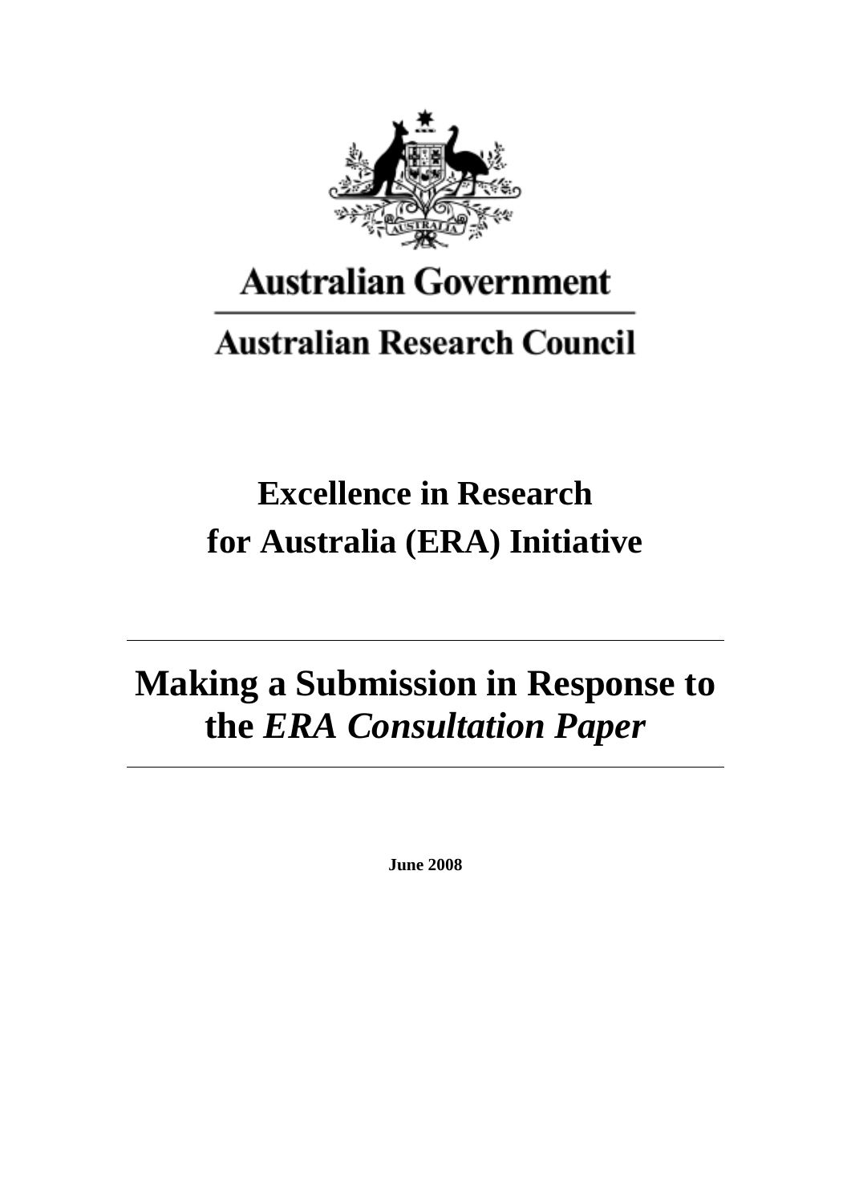Australian Government

Australian Research Council

# Excellence in Research for Australia (ERA) Initiative

---

# Making a Submission in Response to the *ERA Consultation Paper*

---

**June 2008**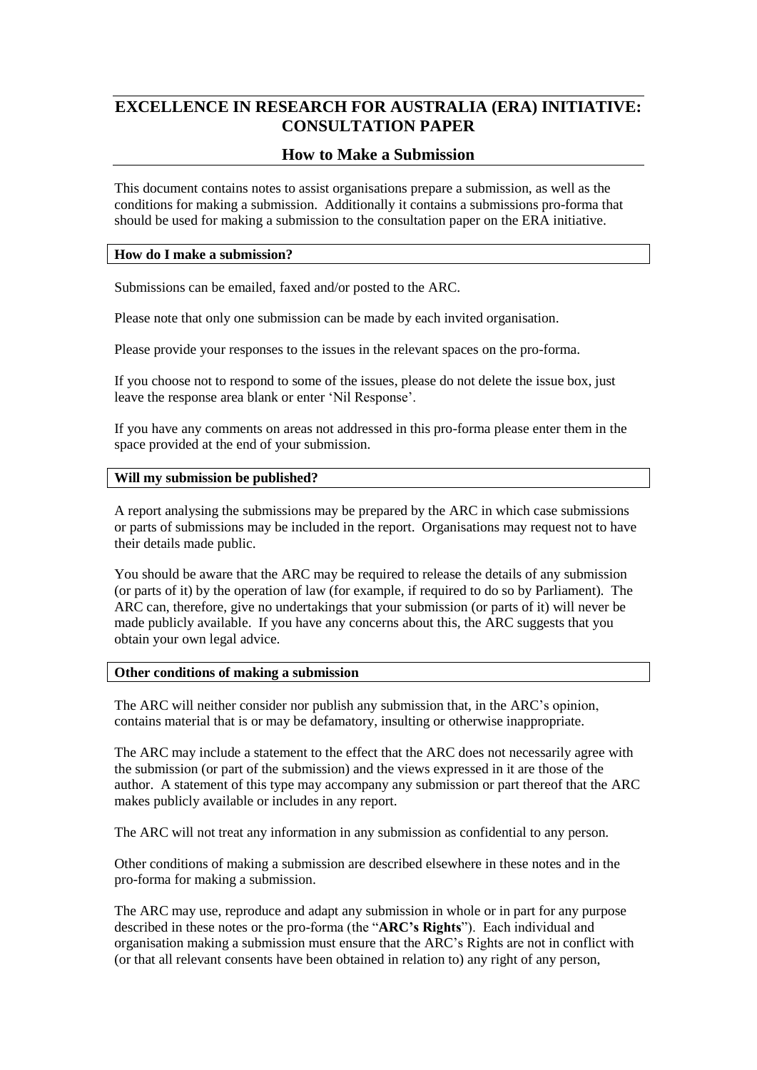## EXCELLENCE IN RESEARCH FOR AUSTRALIA (ERA) INITIATIVE: CONSULTATION PAPER

### How to Make a Submission

This document contains notes to assist organisations prepare a submission, as well as the conditions for making a submission. Additionally it contains a submissions pro-forma that should be used for making a submission to the consultation paper on the ERA initiative.

**How do I make a submission?**

Submissions can be emailed, faxed and/or posted to the ARC.

Please note that only one submission can be made by each invited organisation.

Please provide your responses to the issues in the relevant spaces on the pro-forma.

If you choose not to respond to some of the issues, please do not delete the issue box, just leave the response area blank or enter 'Nil Response'.

If you have any comments on areas not addressed in this pro-forma please enter them in the space provided at the end of your submission.

**Will my submission be published?**

A report analysing the submissions may be prepared by the ARC in which case submissions or parts of submissions may be included in the report. Organisations may request not to have their details made public.

You should be aware that the ARC may be required to release the details of any submission (or parts of it) by the operation of law (for example, if required to do so by Parliament). The ARC can, therefore, give no undertakings that your submission (or parts of it) will never be made publicly available. If you have any concerns about this, the ARC suggests that you obtain your own legal advice.

**Other conditions of making a submission**

The ARC will neither consider nor publish any submission that, in the ARC's opinion, contains material that is or may be defamatory, insulting or otherwise inappropriate.

The ARC may include a statement to the effect that the ARC does not necessarily agree with the submission (or part of the submission) and the views expressed in it are those of the author. A statement of this type may accompany any submission or part thereof that the ARC makes publicly available or includes in any report.

The ARC will not treat any information in any submission as confidential to any person.

Other conditions of making a submission are described elsewhere in these notes and in the pro-forma for making a submission.

The ARC may use, reproduce and adapt any submission in whole or in part for any purpose described in these notes or the pro-forma (the "**ARC's Rights**"). Each individual and organisation making a submission must ensure that the ARC's Rights are not in conflict with (or that all relevant consents have been obtained in relation to) any right of any person,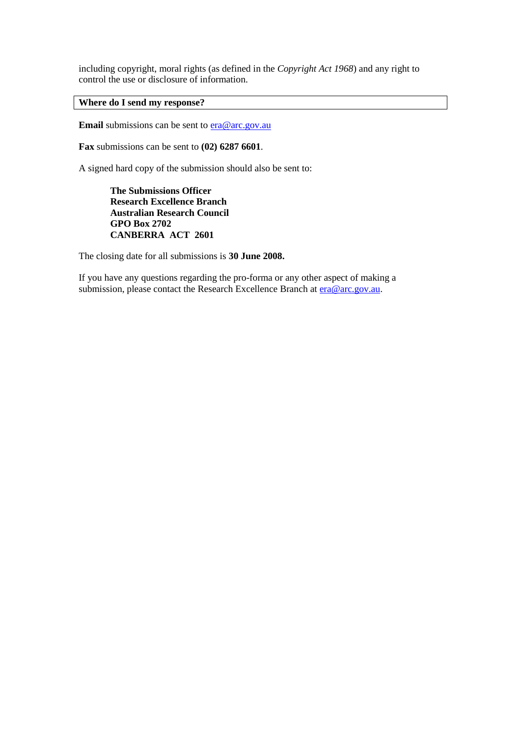including copyright, moral rights (as defined in the *Copyright Act 1968*) and any right to control the use or disclosure of information.

**Where do I send my response?**

**Email** submissions can be sent to era@arc.gov.au

**Fax** submissions can be sent to **(02) 6287 6601**.

A signed hard copy of the submission should also be sent to:

> **The Submissions Officer**
> **Research Excellence Branch**
> **Australian Research Council**
> **GPO Box 2702**
> **CANBERRA ACT 2601**

The closing date for all submissions is **30 June 2008.**

If you have any questions regarding the pro-forma or any other aspect of making a submission, please contact the Research Excellence Branch at era@arc.gov.au.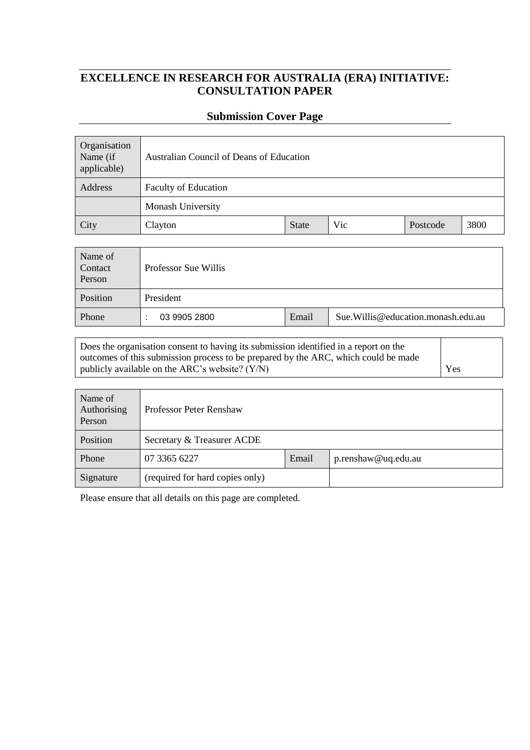# EXCELLENCE IN RESEARCH FOR AUSTRALIA (ERA) INITIATIVE: CONSULTATION PAPER

## Submission Cover Page

| Organisation Name (if applicable) | Australian Council of Deans of Education | | | | |
|---|---|---|---|---|---|
| Address | Faculty of Education | | | | |
| | Monash University | | | | |
| City | Clayton | State | Vic | Postcode | 3800 |

| Name of Contact Person | Professor Sue Willis | | |
|---|---|---|---|
| Position | President | | |
| Phone | : 03 9905 2800 | Email | Sue.Willis@education.monash.edu.au |

| Does the organisation consent to having its submission identified in a report on the outcomes of this submission process to be prepared by the ARC, which could be made publicly available on the ARC's website? (Y/N) | Yes |
|---|---|

| Name of Authorising Person | Professor Peter Renshaw | | |
|---|---|---|---|
| Position | Secretary & Treasurer ACDE | | |
| Phone | 07 3365 6227 | Email | p.renshaw@uq.edu.au |
| Signature | (required for hard copies only) | | |

Please ensure that all details on this page are completed.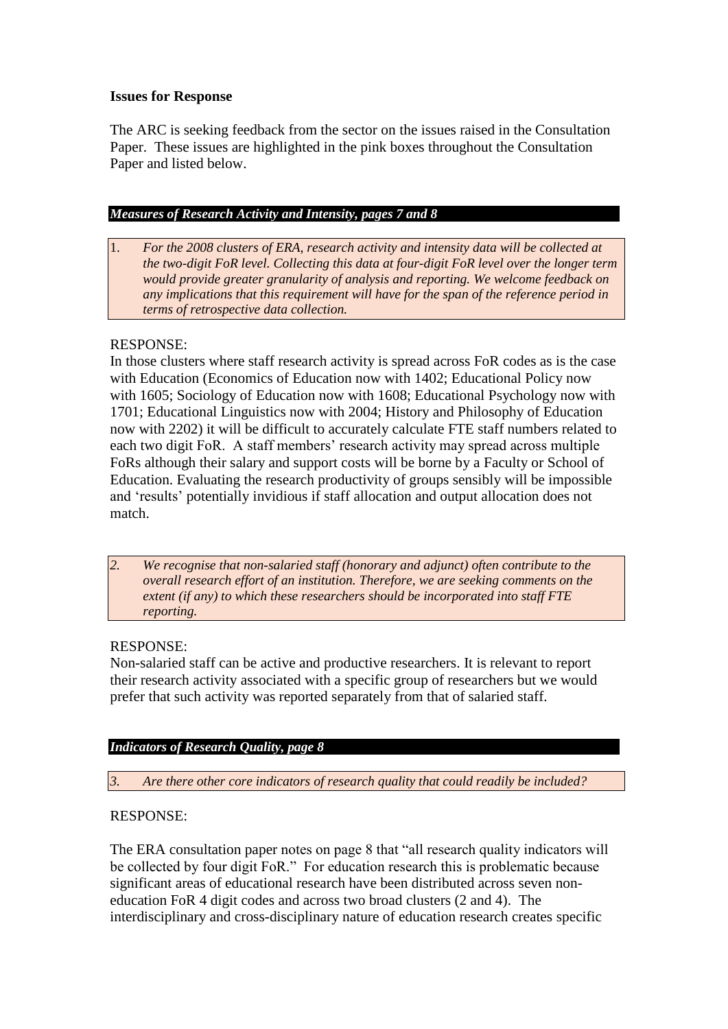**Issues for Response**

The ARC is seeking feedback from the sector on the issues raised in the Consultation Paper. These issues are highlighted in the pink boxes throughout the Consultation Paper and listed below.

***Measures of Research Activity and Intensity, pages 7 and 8***

1. *For the 2008 clusters of ERA, research activity and intensity data will be collected at the two-digit FoR level. Collecting this data at four-digit FoR level over the longer term would provide greater granularity of analysis and reporting. We welcome feedback on any implications that this requirement will have for the span of the reference period in terms of retrospective data collection.*

RESPONSE:

In those clusters where staff research activity is spread across FoR codes as is the case with Education (Economics of Education now with 1402; Educational Policy now with 1605; Sociology of Education now with 1608; Educational Psychology now with 1701; Educational Linguistics now with 2004; History and Philosophy of Education now with 2202) it will be difficult to accurately calculate FTE staff numbers related to each two digit FoR. A staff members' research activity may spread across multiple FoRs although their salary and support costs will be borne by a Faculty or School of Education. Evaluating the research productivity of groups sensibly will be impossible and 'results' potentially invidious if staff allocation and output allocation does not match.

2. *We recognise that non-salaried staff (honorary and adjunct) often contribute to the overall research effort of an institution. Therefore, we are seeking comments on the extent (if any) to which these researchers should be incorporated into staff FTE reporting.*

RESPONSE:

Non-salaried staff can be active and productive researchers. It is relevant to report their research activity associated with a specific group of researchers but we would prefer that such activity was reported separately from that of salaried staff.

***Indicators of Research Quality, page 8***

3. *Are there other core indicators of research quality that could readily be included?*

RESPONSE:

The ERA consultation paper notes on page 8 that "all research quality indicators will be collected by four digit FoR." For education research this is problematic because significant areas of educational research have been distributed across seven non-education FoR 4 digit codes and across two broad clusters (2 and 4). The interdisciplinary and cross-disciplinary nature of education research creates specific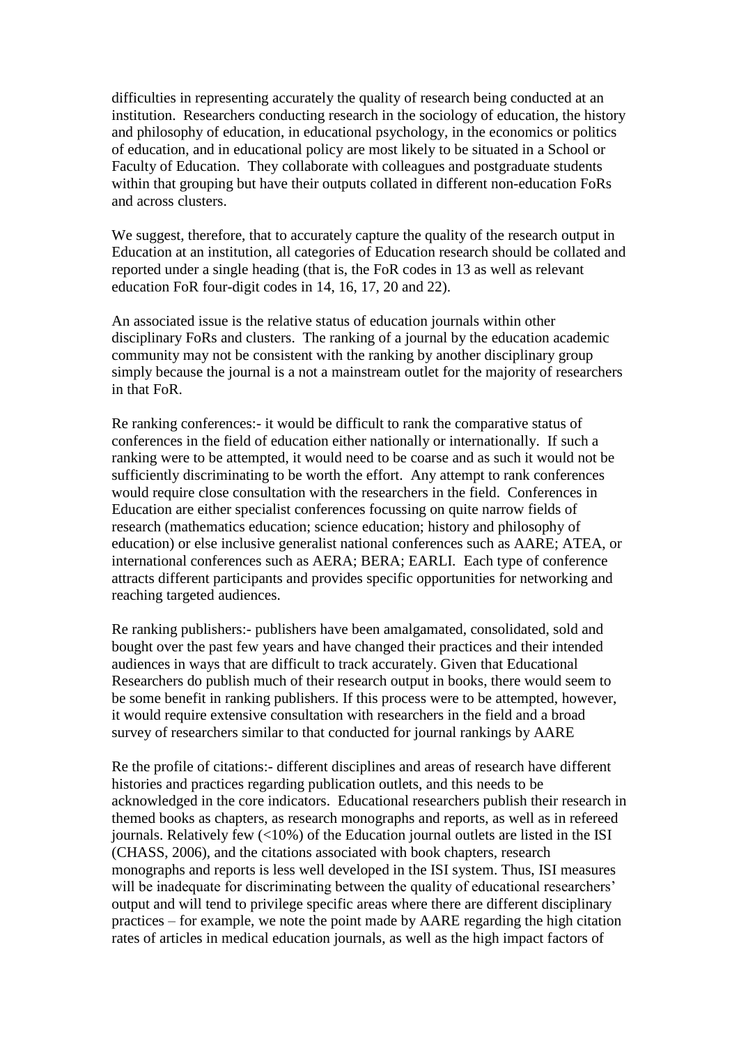difficulties in representing accurately the quality of research being conducted at an institution. Researchers conducting research in the sociology of education, the history and philosophy of education, in educational psychology, in the economics or politics of education, and in educational policy are most likely to be situated in a School or Faculty of Education. They collaborate with colleagues and postgraduate students within that grouping but have their outputs collated in different non-education FoRs and across clusters.

We suggest, therefore, that to accurately capture the quality of the research output in Education at an institution, all categories of Education research should be collated and reported under a single heading (that is, the FoR codes in 13 as well as relevant education FoR four-digit codes in 14, 16, 17, 20 and 22).

An associated issue is the relative status of education journals within other disciplinary FoRs and clusters. The ranking of a journal by the education academic community may not be consistent with the ranking by another disciplinary group simply because the journal is a not a mainstream outlet for the majority of researchers in that FoR.

Re ranking conferences:- it would be difficult to rank the comparative status of conferences in the field of education either nationally or internationally. If such a ranking were to be attempted, it would need to be coarse and as such it would not be sufficiently discriminating to be worth the effort. Any attempt to rank conferences would require close consultation with the researchers in the field. Conferences in Education are either specialist conferences focussing on quite narrow fields of research (mathematics education; science education; history and philosophy of education) or else inclusive generalist national conferences such as AARE; ATEA, or international conferences such as AERA; BERA; EARLI. Each type of conference attracts different participants and provides specific opportunities for networking and reaching targeted audiences.

Re ranking publishers:- publishers have been amalgamated, consolidated, sold and bought over the past few years and have changed their practices and their intended audiences in ways that are difficult to track accurately. Given that Educational Researchers do publish much of their research output in books, there would seem to be some benefit in ranking publishers. If this process were to be attempted, however, it would require extensive consultation with researchers in the field and a broad survey of researchers similar to that conducted for journal rankings by AARE

Re the profile of citations:- different disciplines and areas of research have different histories and practices regarding publication outlets, and this needs to be acknowledged in the core indicators. Educational researchers publish their research in themed books as chapters, as research monographs and reports, as well as in refereed journals. Relatively few (<10%) of the Education journal outlets are listed in the ISI (CHASS, 2006), and the citations associated with book chapters, research monographs and reports is less well developed in the ISI system. Thus, ISI measures will be inadequate for discriminating between the quality of educational researchers' output and will tend to privilege specific areas where there are different disciplinary practices – for example, we note the point made by AARE regarding the high citation rates of articles in medical education journals, as well as the high impact factors of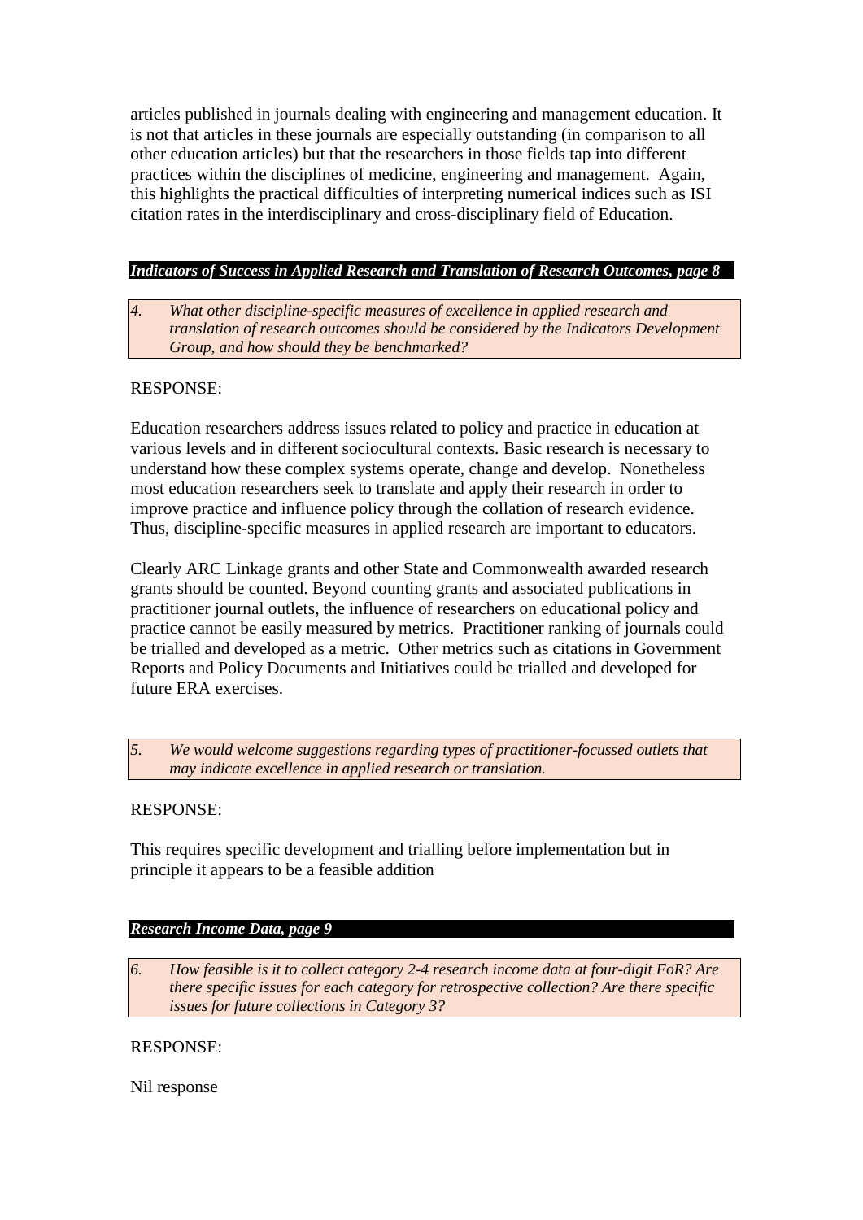articles published in journals dealing with engineering and management education. It is not that articles in these journals are especially outstanding (in comparison to all other education articles) but that the researchers in those fields tap into different practices within the disciplines of medicine, engineering and management. Again, this highlights the practical difficulties of interpreting numerical indices such as ISI citation rates in the interdisciplinary and cross-disciplinary field of Education.

***Indicators of Success in Applied Research and Translation of Research Outcomes, page 8***

*4. What other discipline-specific measures of excellence in applied research and translation of research outcomes should be considered by the Indicators Development Group, and how should they be benchmarked?*

RESPONSE:

Education researchers address issues related to policy and practice in education at various levels and in different sociocultural contexts. Basic research is necessary to understand how these complex systems operate, change and develop. Nonetheless most education researchers seek to translate and apply their research in order to improve practice and influence policy through the collation of research evidence. Thus, discipline-specific measures in applied research are important to educators.

Clearly ARC Linkage grants and other State and Commonwealth awarded research grants should be counted. Beyond counting grants and associated publications in practitioner journal outlets, the influence of researchers on educational policy and practice cannot be easily measured by metrics. Practitioner ranking of journals could be trialled and developed as a metric. Other metrics such as citations in Government Reports and Policy Documents and Initiatives could be trialled and developed for future ERA exercises.

*5. We would welcome suggestions regarding types of practitioner-focussed outlets that may indicate excellence in applied research or translation.*

RESPONSE:

This requires specific development and trialling before implementation but in principle it appears to be a feasible addition

***Research Income Data, page 9***

*6. How feasible is it to collect category 2-4 research income data at four-digit FoR? Are there specific issues for each category for retrospective collection? Are there specific issues for future collections in Category 3?*

RESPONSE:

Nil response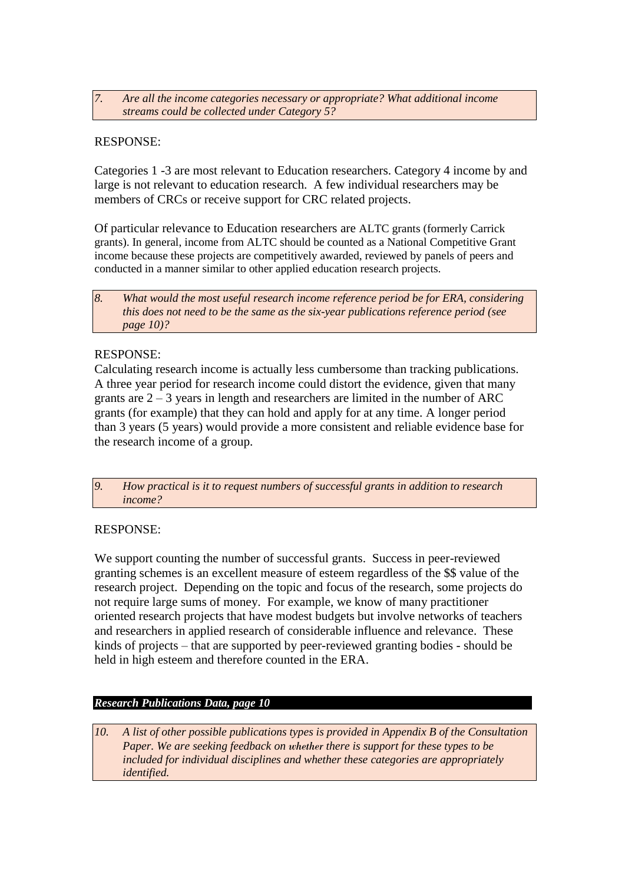*7. Are all the income categories necessary or appropriate? What additional income streams could be collected under Category 5?*

RESPONSE:

Categories 1 -3 are most relevant to Education researchers. Category 4 income by and large is not relevant to education research. A few individual researchers may be members of CRCs or receive support for CRC related projects.

Of particular relevance to Education researchers are ALTC grants (formerly Carrick grants). In general, income from ALTC should be counted as a National Competitive Grant income because these projects are competitively awarded, reviewed by panels of peers and conducted in a manner similar to other applied education research projects.

*8. What would the most useful research income reference period be for ERA, considering this does not need to be the same as the six-year publications reference period (see page 10)?*

RESPONSE:

Calculating research income is actually less cumbersome than tracking publications. A three year period for research income could distort the evidence, given that many grants are 2 – 3 years in length and researchers are limited in the number of ARC grants (for example) that they can hold and apply for at any time. A longer period than 3 years (5 years) would provide a more consistent and reliable evidence base for the research income of a group.

*9. How practical is it to request numbers of successful grants in addition to research income?*

RESPONSE:

We support counting the number of successful grants. Success in peer-reviewed granting schemes is an excellent measure of esteem regardless of the $$ value of the research project. Depending on the topic and focus of the research, some projects do not require large sums of money. For example, we know of many practitioner oriented research projects that have modest budgets but involve networks of teachers and researchers in applied research of considerable influence and relevance. These kinds of projects – that are supported by peer-reviewed granting bodies - should be held in high esteem and therefore counted in the ERA.

***Research Publications Data, page 10***

*10. A list of other possible publications types is provided in Appendix B of the Consultation Paper. We are seeking feedback on whether there is support for these types to be included for individual disciplines and whether these categories are appropriately identified.*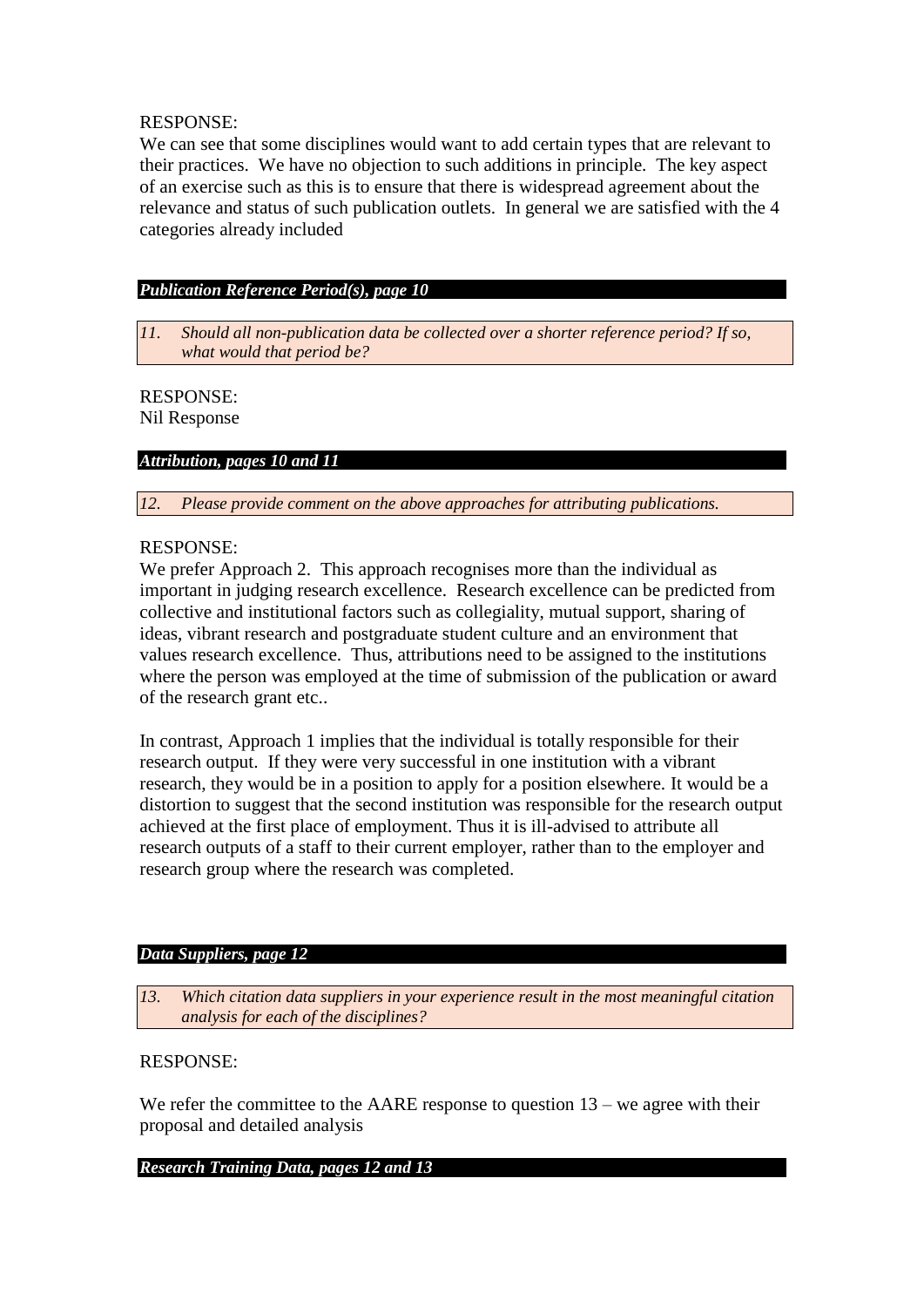RESPONSE:
We can see that some disciplines would want to add certain types that are relevant to their practices. We have no objection to such additions in principle. The key aspect of an exercise such as this is to ensure that there is widespread agreement about the relevance and status of such publication outlets. In general we are satisfied with the 4 categories already included

***Publication Reference Period(s), page 10***

*11. Should all non-publication data be collected over a shorter reference period? If so, what would that period be?*

RESPONSE:
Nil Response

***Attribution, pages 10 and 11***

*12. Please provide comment on the above approaches for attributing publications.*

RESPONSE:
We prefer Approach 2. This approach recognises more than the individual as important in judging research excellence. Research excellence can be predicted from collective and institutional factors such as collegiality, mutual support, sharing of ideas, vibrant research and postgraduate student culture and an environment that values research excellence. Thus, attributions need to be assigned to the institutions where the person was employed at the time of submission of the publication or award of the research grant etc..

In contrast, Approach 1 implies that the individual is totally responsible for their research output. If they were very successful in one institution with a vibrant research, they would be in a position to apply for a position elsewhere. It would be a distortion to suggest that the second institution was responsible for the research output achieved at the first place of employment. Thus it is ill-advised to attribute all research outputs of a staff to their current employer, rather than to the employer and research group where the research was completed.

***Data Suppliers, page 12***

*13. Which citation data suppliers in your experience result in the most meaningful citation analysis for each of the disciplines?*

RESPONSE:

We refer the committee to the AARE response to question 13 – we agree with their proposal and detailed analysis

***Research Training Data, pages 12 and 13***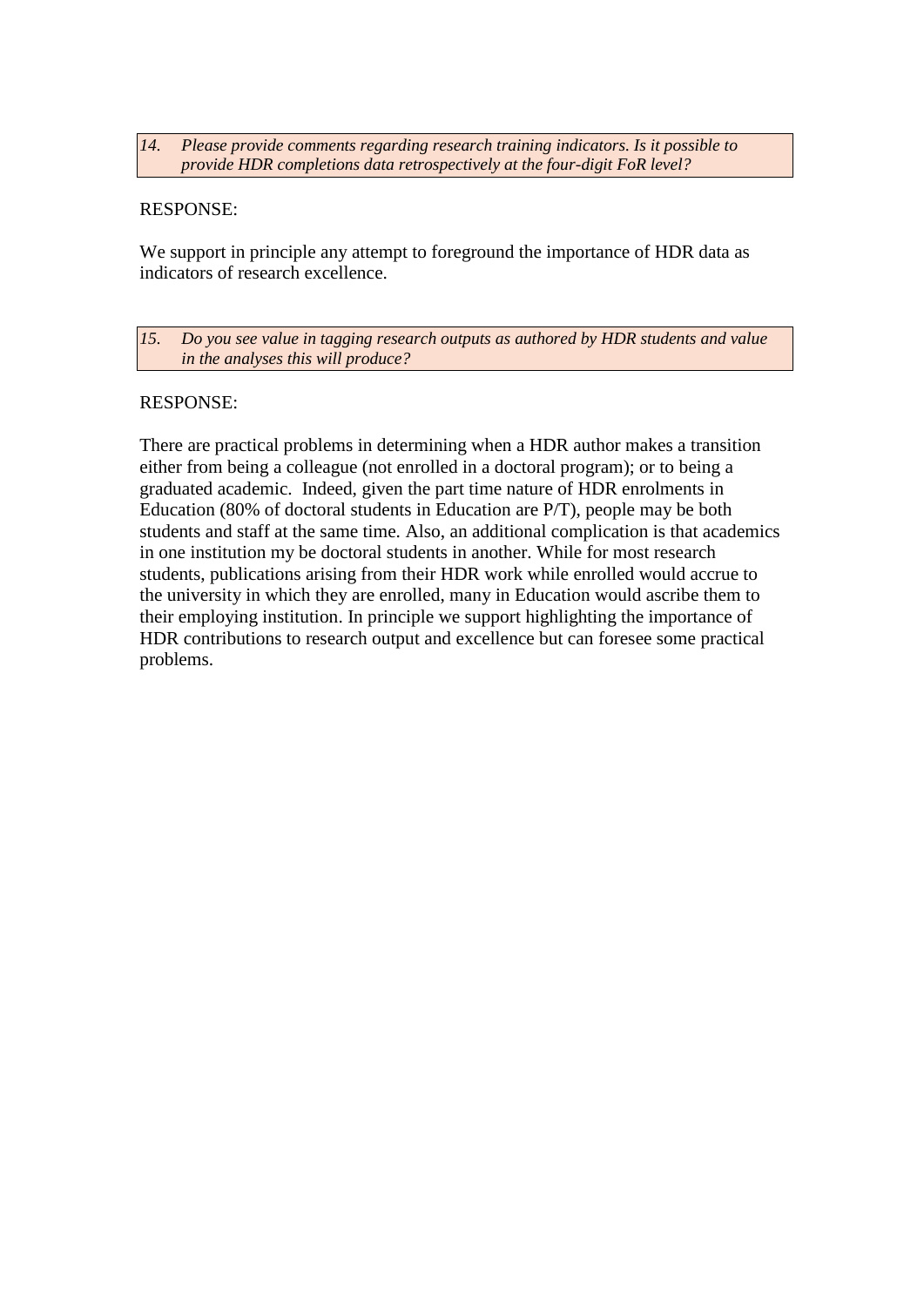*14. Please provide comments regarding research training indicators. Is it possible to provide HDR completions data retrospectively at the four-digit FoR level?*

RESPONSE:

We support in principle any attempt to foreground the importance of HDR data as indicators of research excellence.

*15. Do you see value in tagging research outputs as authored by HDR students and value in the analyses this will produce?*

RESPONSE:

There are practical problems in determining when a HDR author makes a transition either from being a colleague (not enrolled in a doctoral program); or to being a graduated academic. Indeed, given the part time nature of HDR enrolments in Education (80% of doctoral students in Education are P/T), people may be both students and staff at the same time. Also, an additional complication is that academics in one institution my be doctoral students in another. While for most research students, publications arising from their HDR work while enrolled would accrue to the university in which they are enrolled, many in Education would ascribe them to their employing institution. In principle we support highlighting the importance of HDR contributions to research output and excellence but can foresee some practical problems.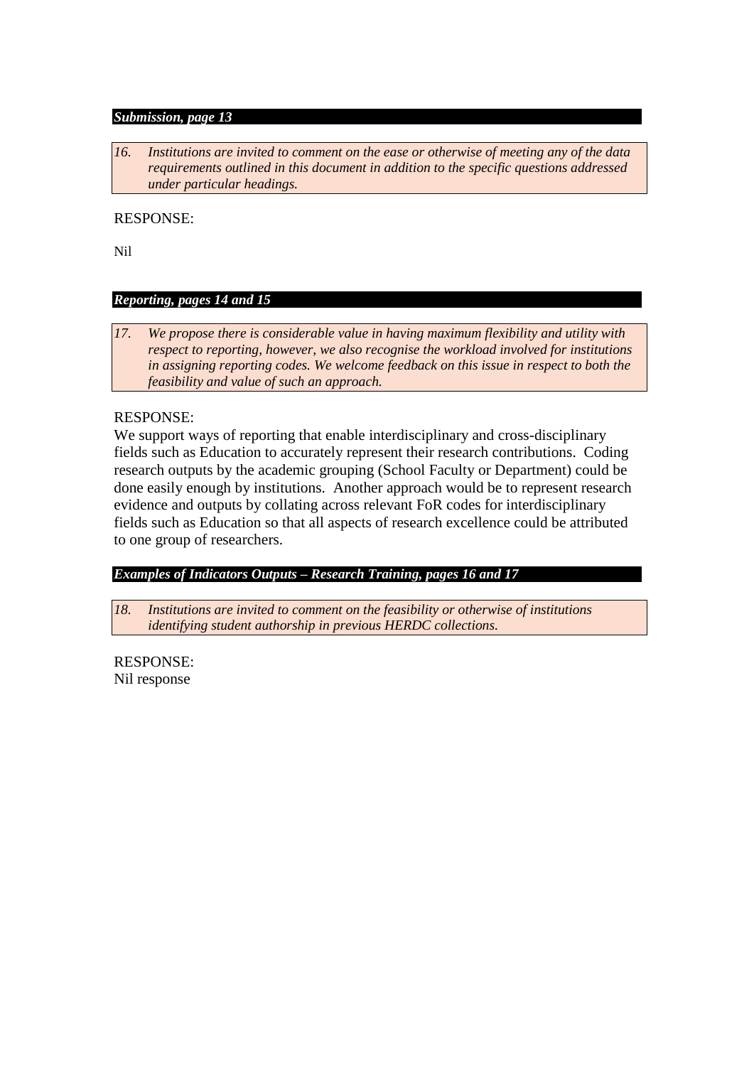***Submission, page 13***

*16. Institutions are invited to comment on the ease or otherwise of meeting any of the data requirements outlined in this document in addition to the specific questions addressed under particular headings.*

RESPONSE:

Nil

***Reporting, pages 14 and 15***

*17. We propose there is considerable value in having maximum flexibility and utility with respect to reporting, however, we also recognise the workload involved for institutions in assigning reporting codes. We welcome feedback on this issue in respect to both the feasibility and value of such an approach.*

RESPONSE:

We support ways of reporting that enable interdisciplinary and cross-disciplinary fields such as Education to accurately represent their research contributions. Coding research outputs by the academic grouping (School Faculty or Department) could be done easily enough by institutions. Another approach would be to represent research evidence and outputs by collating across relevant FoR codes for interdisciplinary fields such as Education so that all aspects of research excellence could be attributed to one group of researchers.

***Examples of Indicators Outputs – Research Training, pages 16 and 17***

*18. Institutions are invited to comment on the feasibility or otherwise of institutions identifying student authorship in previous HERDC collections.*

RESPONSE:

Nil response